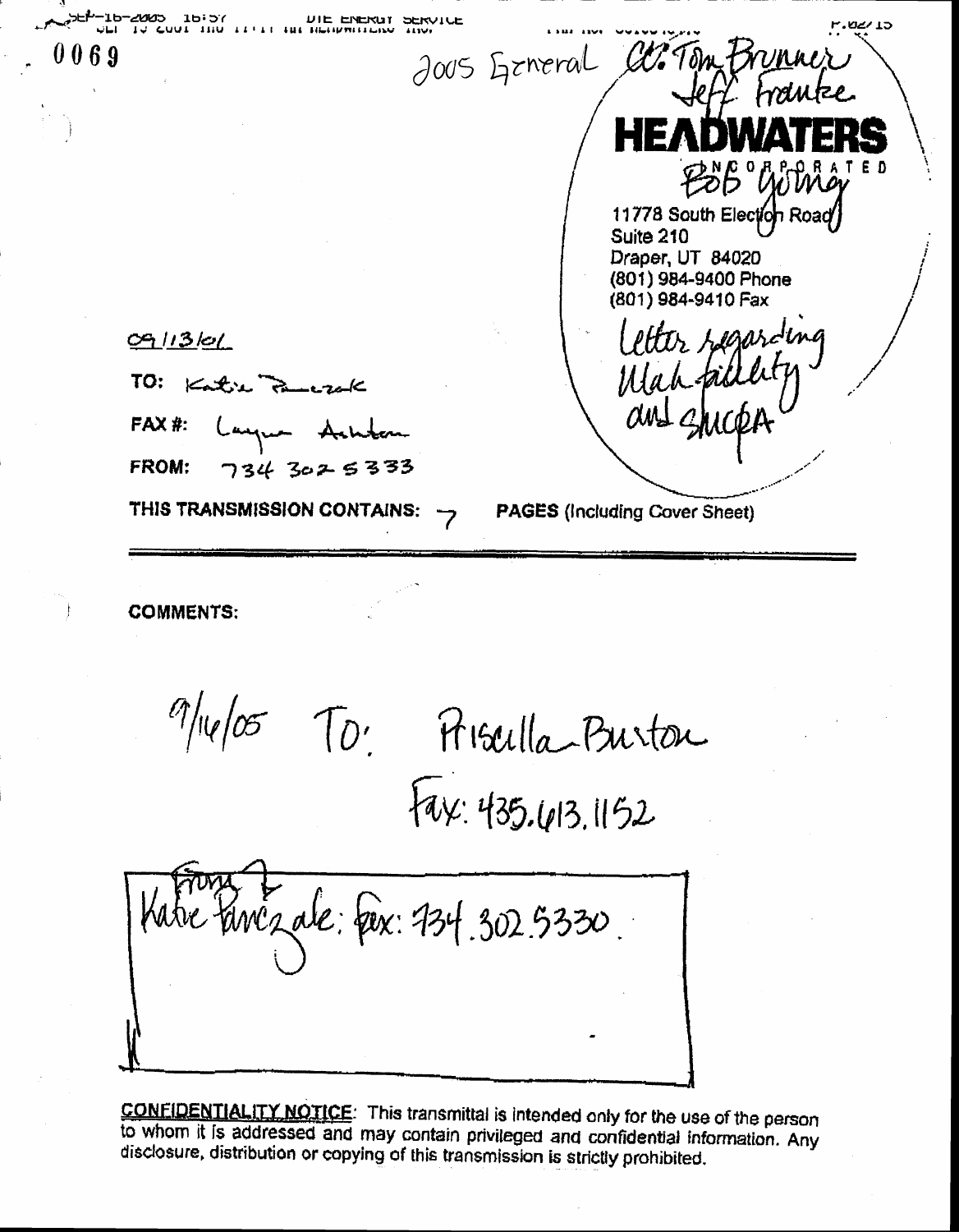0069

2005 General

cc: Tom Brunner
Jeff Franke
Bob Young

# HEADWATERS

INCORPORATED

11778 South Election Road
Suite 210
Draper, UT 84020
(801) 984-9400 Phone
(801) 984-9410 Fax

Letter regarding Utah facility and SMCRA

09/13/06

TO: Katie Pawczak

FAX #: Layne Ashton

FROM: 734 302 5333

THIS TRANSMISSION CONTAINS: 7 PAGES (Including Cover Sheet)

COMMENTS:

9/14/05 To: Priscilla Burton

Fax: 435.613.1152

From: Katie Pawczak: fax: 734.302.5330.

**CONFIDENTIALITY NOTICE**: This transmittal is intended only for the use of the person to whom it is addressed and may contain privileged and confidential information. Any disclosure, distribution or copying of this transmission is strictly prohibited.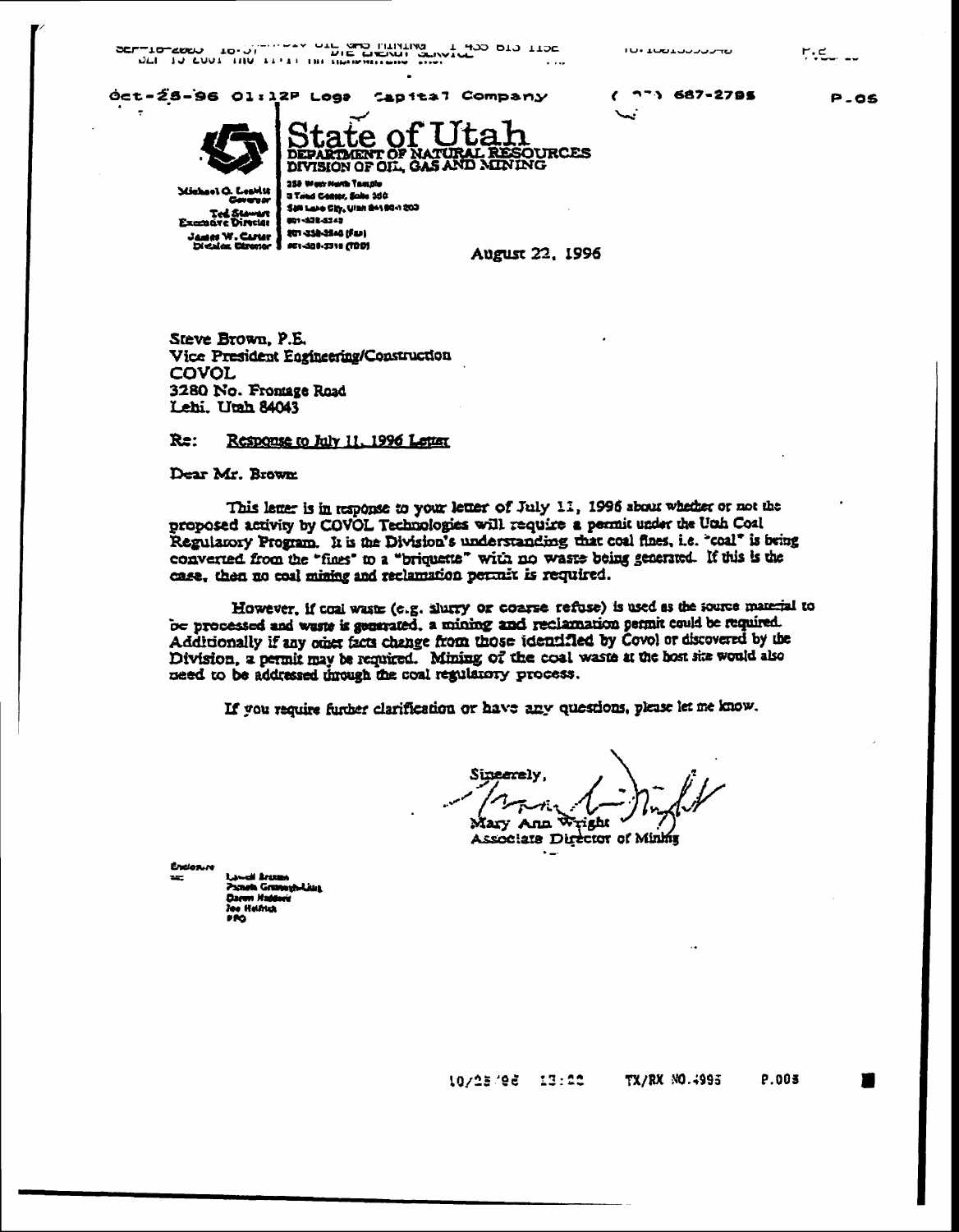# State of Utah

DEPARTMENT OF NATURAL RESOURCES
DIVISION OF OIL, GAS AND MINING

Michael O. Leavitt
Governor
Ted Stewart
Executive Director
James W. Carter
Division Director

355 West North Temple
3 Triad Center, Suite 350
Salt Lake City, Utah 84180-1203
801-538-5340
801-359-3940 (Fax)
801-538-7223 (TDD)

August 22, 1996

Steve Brown, P.E.
Vice President Engineering/Construction
COVOL
3280 No. Frontage Road
Lehi, Utah 84043

Re: Response to July 11, 1996 Letter

Dear Mr. Brown:

This letter is in response to your letter of July 11, 1996 about whether or not the proposed activity by COVOL Technologies will require a permit under the Utah Coal Regulatory Program. It is the Division's understanding that coal fines, i.e. "coal" is being converted from the "fines" to a "briquette" with no waste being generated. If this is the case, then no coal mining and reclamation permit is required.

However, if coal waste (e.g. slurry or coarse refuse) is used as the source material to be processed and waste is generated, a mining and reclamation permit could be required. Additionally if any other facts change from those identified by Covol or discovered by the Division, a permit may be required. Mining of the coal waste at the host site would also need to be addressed through the coal regulatory process.

If you require further clarification or have any questions, please let me know.

Sincerely,

Mary Ann Wright
Associate Director of Mining

Enclosure
cc: Lowell Braxton
Pamela Grubaugh-Littig
Daron Haddock
Joe Helfrich
PFO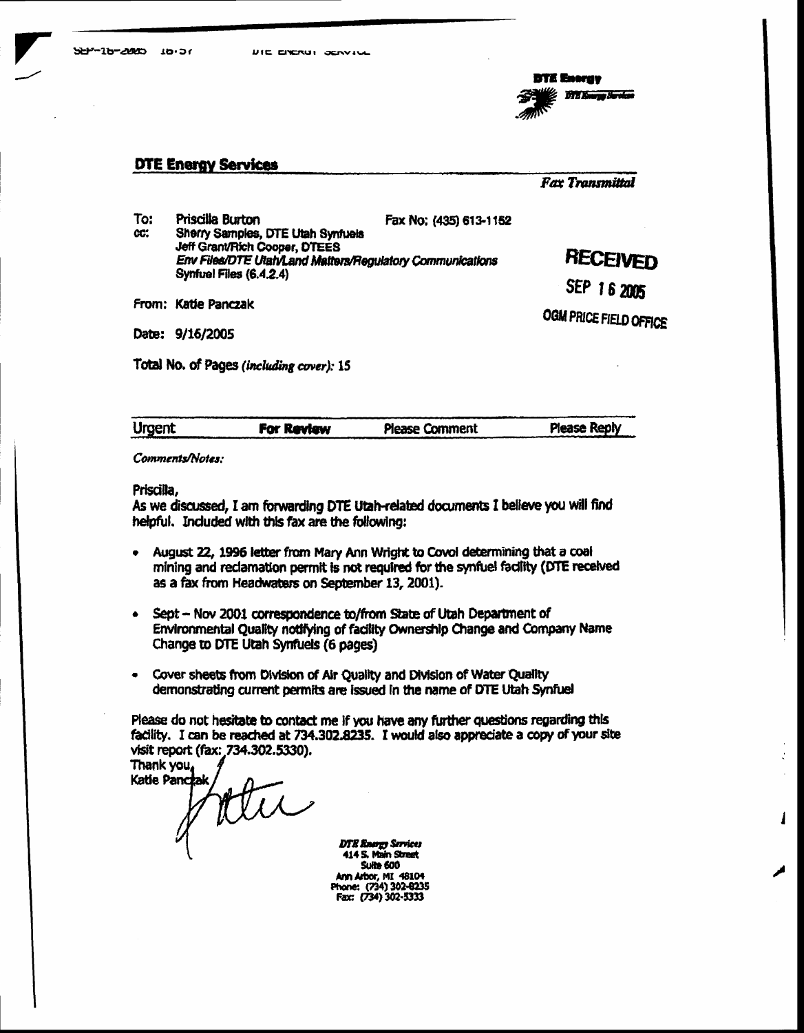**DTE Energy**
*DTE Energy Services*

## DTE Energy Services

*Fax Transmittal*

To: Priscilla Burton Fax No: (435) 613-1152
cc: Sherry Samples, DTE Utah Synfuels
Jeff Grant/Rich Cooper, DTEES
*Env Files/DTE Utah/Land Matters/Regulatory Communications*
Synfuel Files (6.4.2.4)

**RECEIVED**
SEP 16 2005
OGM PRICE FIELD OFFICE

From: Katie Panczak

Date: 9/16/2005

Total No. of Pages *(including cover)*: 15

| Urgent | **For Review** | Please Comment | Please Reply |
|---|---|---|---|

*Comments/Notes:*

Priscilla,

As we discussed, I am forwarding DTE Utah-related documents I believe you will find helpful. Included with this fax are the following:

- August 22, 1996 letter from Mary Ann Wright to Covol determining that a coal mining and reclamation permit is not required for the synfuel facility (DTE received as a fax from Headwaters on September 13, 2001).
- Sept – Nov 2001 correspondence to/from State of Utah Department of Environmental Quality notifying of facility Ownership Change and Company Name Change to DTE Utah Synfuels (6 pages)
- Cover sheets from Division of Air Quality and Division of Water Quality demonstrating current permits are issued in the name of DTE Utah Synfuel

Please do not hesitate to contact me if you have any further questions regarding this facility. I can be reached at 734.302.8235. I would also appreciate a copy of your site visit report (fax: 734.302.5330).

Thank you,
Katie Panczak

*DTE Energy Services*
414 S. Main Street
Suite 600
Ann Arbor, MI 48104
Phone: (734) 302-8235
Fax: (734) 302-5333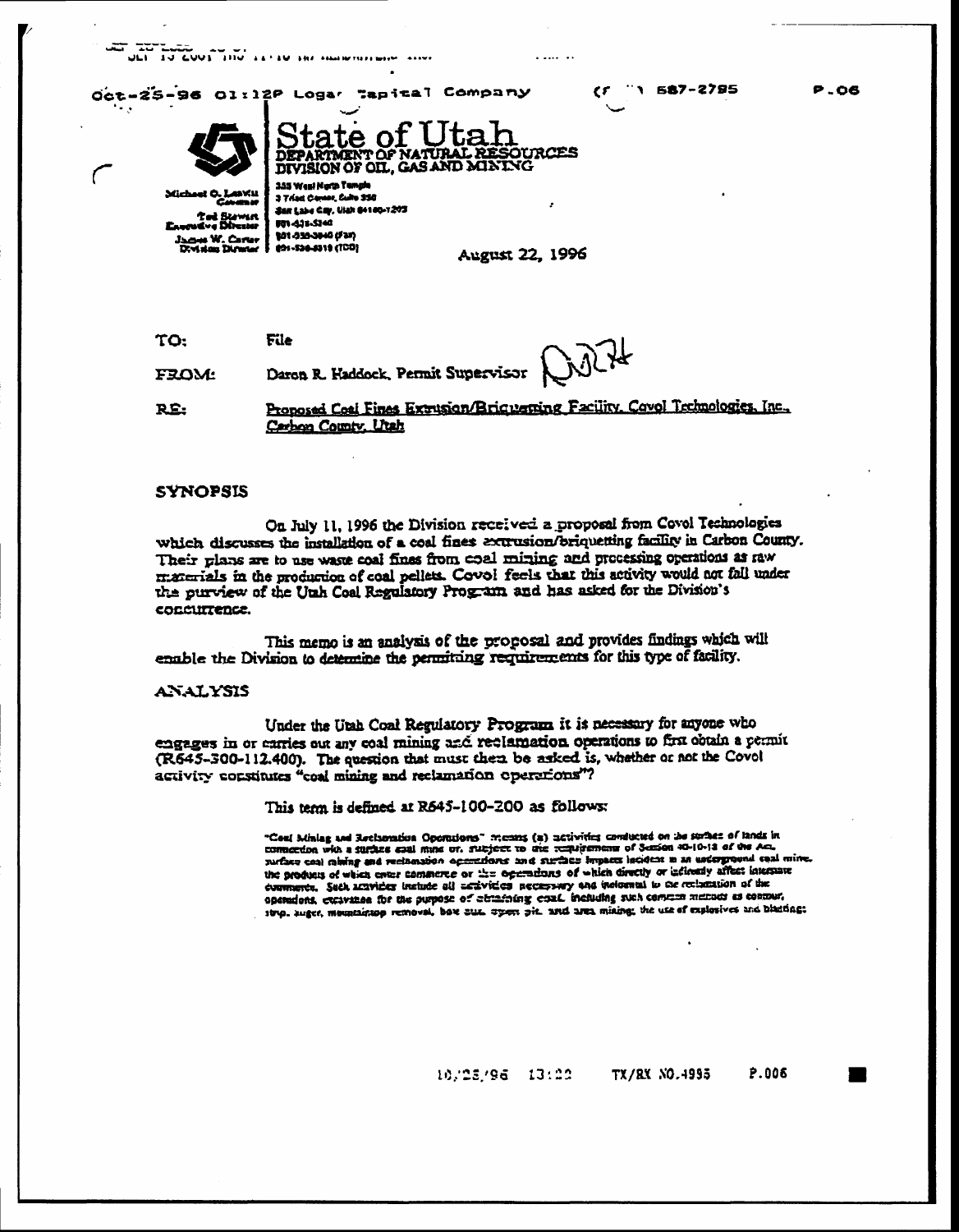**State of Utah**
**DEPARTMENT OF NATURAL RESOURCES**
**DIVISION OF OIL, GAS AND MINING**

Michael O. Leavitt
Governor
Ted Stewart
Executive Director
James W. Carter
Division Director

355 West North Temple
3 Triad Center, Suite 350
Salt Lake City, Utah 84180-1203
801-538-5340
801-359-3940 (Fax)
801-538-5319 (TDD)

August 22, 1996

TO: File

FROM: Daron R. Haddock, Permit Supervisor

RE: Proposed Coal Fines Extrusion/Briquetting Facility, Covol Technologies, Inc., Carbon County, Utah

## SYNOPSIS

On July 11, 1996 the Division received a proposal from Covol Technologies which discusses the installation of a coal fines extrusion/briquetting facility in Carbon County. Their plans are to use waste coal fines from coal mining and processing operations as raw materials in the production of coal pellets. Covol feels that this activity would not fall under the purview of the Utah Coal Regulatory Program and has asked for the Division's concurrence.

This memo is an analysis of the proposal and provides findings which will enable the Division to determine the permitting requirements for this type of facility.

## ANALYSIS

Under the Utah Coal Regulatory Program it is necessary for anyone who engages in or carries out any coal mining and reclamation operations to first obtain a permit (R645-300-112.400). The question that must then be asked is, whether or not the Covol activity constitutes "coal mining and reclamation operations"?

This term is defined at R645-100-200 as follows:

> "Coal Mining and Reclamation Operations" means (a) activities conducted on the surface of lands in connection with a surface coal mine or, subject to the requirements of Section 40-10-18 of the Act, surface coal mining and reclamation operations and surface impacts incident to an underground coal mine, the products of which enter commerce or the operations of which directly or indirectly affect interstate commerce. Such activities include all activities necessary and incidental to the reclamation of the operations, excavation for the purpose of obtaining coal, including such common methods as contour, strip, auger, mountaintop removal, box cut, open pit, and area mining; the use of explosives and blasting;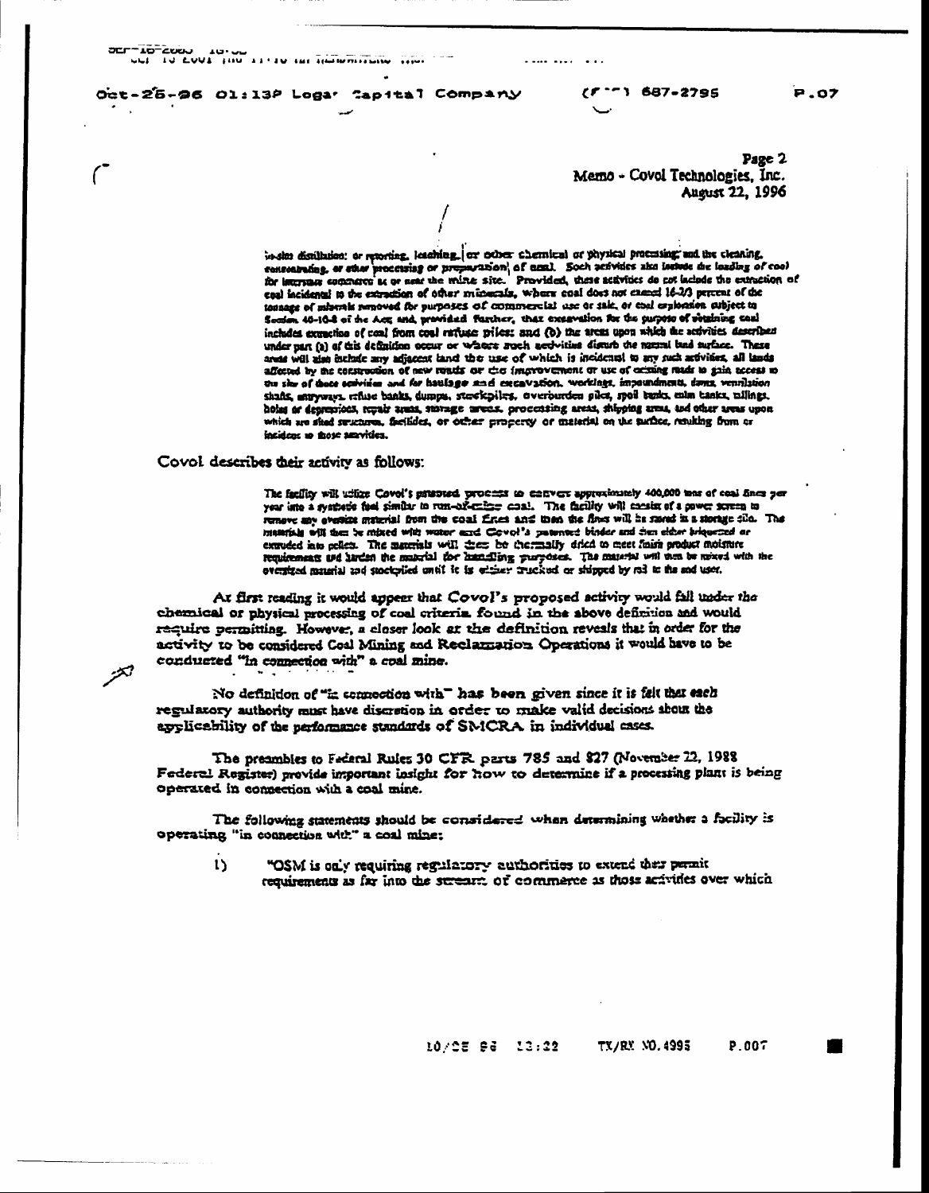Page 2
Memo - Covol Technologies, Inc.
August 22, 1996

> in-situ distillation: or retorting, leaching, or other chemical or physical processing; and the cleaning, concentrating, or other processing or preparation of coal. Such activities also include the loading of coal for interstate commerce at or near the mine site. Provided, these activities do not include the extraction of coal incidental to the extraction of other minerals, where coal does not exceed 16-2/3 percent of the tonnage of minerals removed for purposes of commercial use or sale, or coal exploration subject to Section 40-10-8 of the Act, and, provided further, that excavation for the purpose of obtaining coal includes extraction of coal from coal refuse piles; and (b) the areas upon which the activities described under part (a) of this definition occur or where such activities disturb the natural land surface. These areas will also include any adjacent land the use of which is incidental to any such activities, all lands affected by the construction of new roads or the improvement or use of existing roads to gain access to the site of those activities and for haulage and excavation, workings, impoundments, dams, ventilation shafts, entryways, refuse banks, dumps, stockpiles, overburden piles, spoil banks, culm banks, tailings, holes or depressions, repair areas, storage areas, processing areas, shipping areas, and other areas upon which are sited structures, facilities, or other property or material on the surface, resulting from or incident to those activities.

Covol describes their activity as follows:

> The facility will utilize Covol's patented process to convert approximately 400,000 tons of coal fines per year into a synthetic fuel similar to run-of-mine coal. The facility will consist of a power screen to remove any oversize material from the coal fines and then the fines will be stored in a storage silo. The materials will then be mixed with water and Covol's patented binder and then either briquetted or extruded into pellets. The materials will then be thermally dried to meet finish product moisture requirements and harden the material for handling purposes. The material will then be mixed with the oversized material and stockpiled until it is either trucked or shipped by rail to the end user.

At first reading it would appear that Covol's proposed activity would fall under the chemical or physical processing of coal criteria found in the above definition and would require permitting. However, a closer look at the definition reveals that in order for the activity to be considered Coal Mining and Reclamation Operations it would have to be conducted "in connection with" a coal mine.

No definition of "in connection with" has been given since it is felt that each regulatory authority must have discretion in order to make valid decisions about the applicability of the performance standards of SMCRA in individual cases.

The preambles to Federal Rules 30 CFR parts 785 and 827 (November 22, 1988 Federal Register) provide important insight for how to determine if a processing plant is being operated in connection with a coal mine.

The following statements should be considered when determining whether a facility is operating "in connection with" a coal mine:

1) "OSM is only requiring regulatory authorities to extend their permit requirements as far into the stream of commerce as those activities over which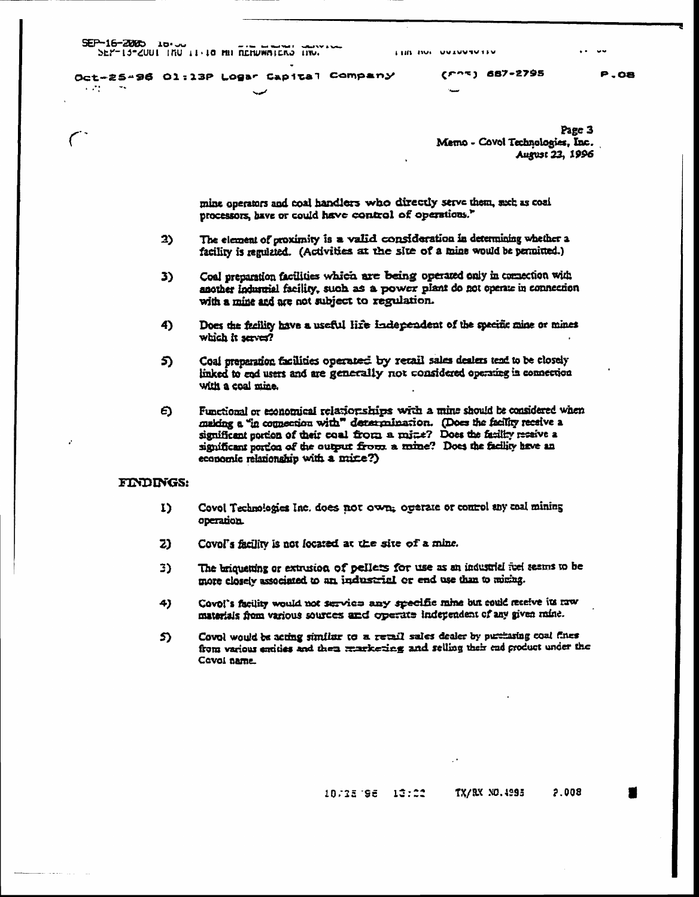mine operators and coal handlers who directly serve them, such as coal processors, have or could have control of operations."

2) The element of proximity is a valid consideration in determining whether a facility is regulated. (Activities at the site of a mine would be permitted.)

3) Coal preparation facilities which are being operated only in connection with another industrial facility, such as a power plant do not operate in connection with a mine and are not subject to regulation.

4) Does the facility have a useful life independent of the specific mine or mines which it serves?

5) Coal preparation facilities operated by retail sales dealers tend to be closely linked to end users and are generally not considered operating in connection with a coal mine.

6) Functional or economical relationships with a mine should be considered when making a "in connection with" determination. (Does the facility receive a significant portion of their coal from a mine? Does the facility receive a significant portion of the output from a mine? Does the facility have an economic relationship with a mine?)

## FINDINGS:

1) Covol Technologies Inc. does not own, operate or control any coal mining operation.

2) Covol's facility is not located at the site of a mine.

3) The briquetting or extrusion of pellets for use as an industrial fuel seems to be more closely associated to an industrial or end use than to mining.

4) Covol's facility would not service any specific mine but could receive its raw materials from various sources and operate independent of any given mine.

5) Covol would be acting similar to a retail sales dealer by purchasing coal fines from various entities and then marketing and selling their end product under the Covol name.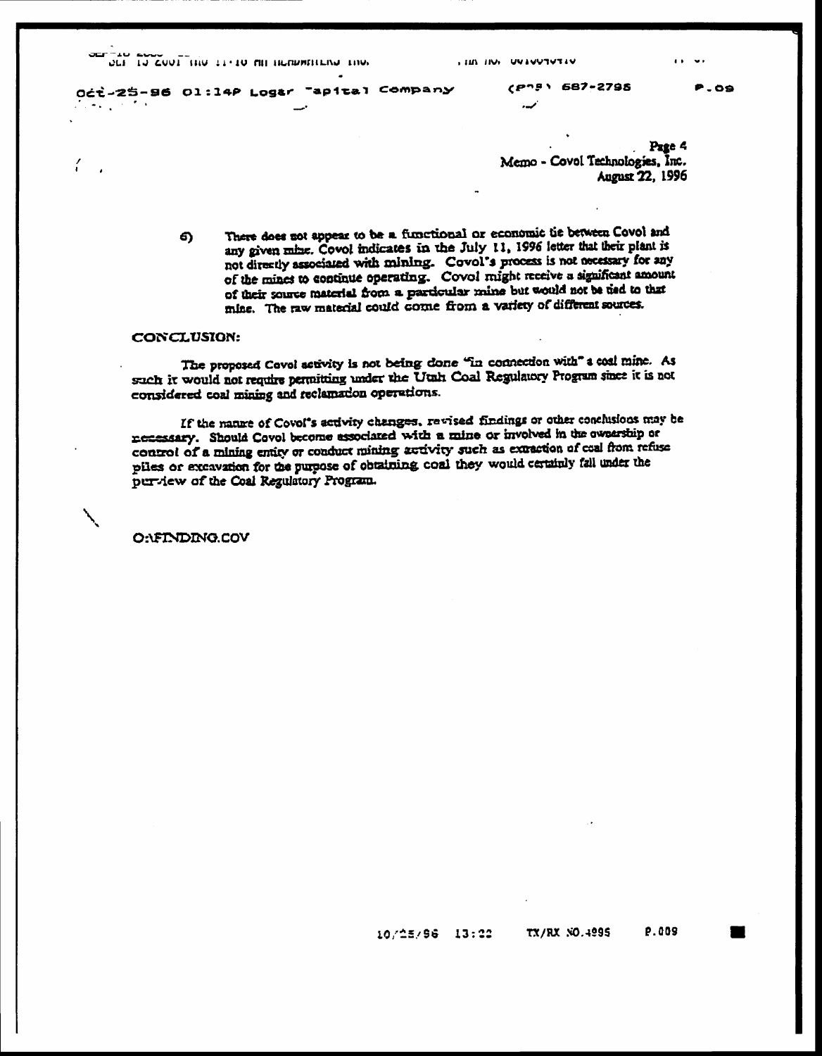Page 4
Memo - Covol Technologies, Inc.
August 22, 1996

6) There does not appear to be a functional or economic tie between Covol and any given mine. Covol indicates in the July 11, 1996 letter that their plant is not directly associated with mining. Covol's process is not necessary for any of the mines to continue operating. Covol might receive a significant amount of their source material from a particular mine but would not be tied to that mine. The raw material could come from a variety of different sources.

## CONCLUSION:

The proposed Covol activity is not being done "in connection with" a coal mine. As such it would not require permitting under the Utah Coal Regulatory Program since it is not considered coal mining and reclamation operations.

If the nature of Covol's activity changes, revised findings or other conclusions may be necessary. Should Covol become associated with a mine or involved in the ownership or control of a mining entity or conduct mining activity such as extraction of coal from refuse piles or excavation for the purpose of obtaining coal they would certainly fall under the purview of the Coal Regulatory Program.

O:\FINDING.COV